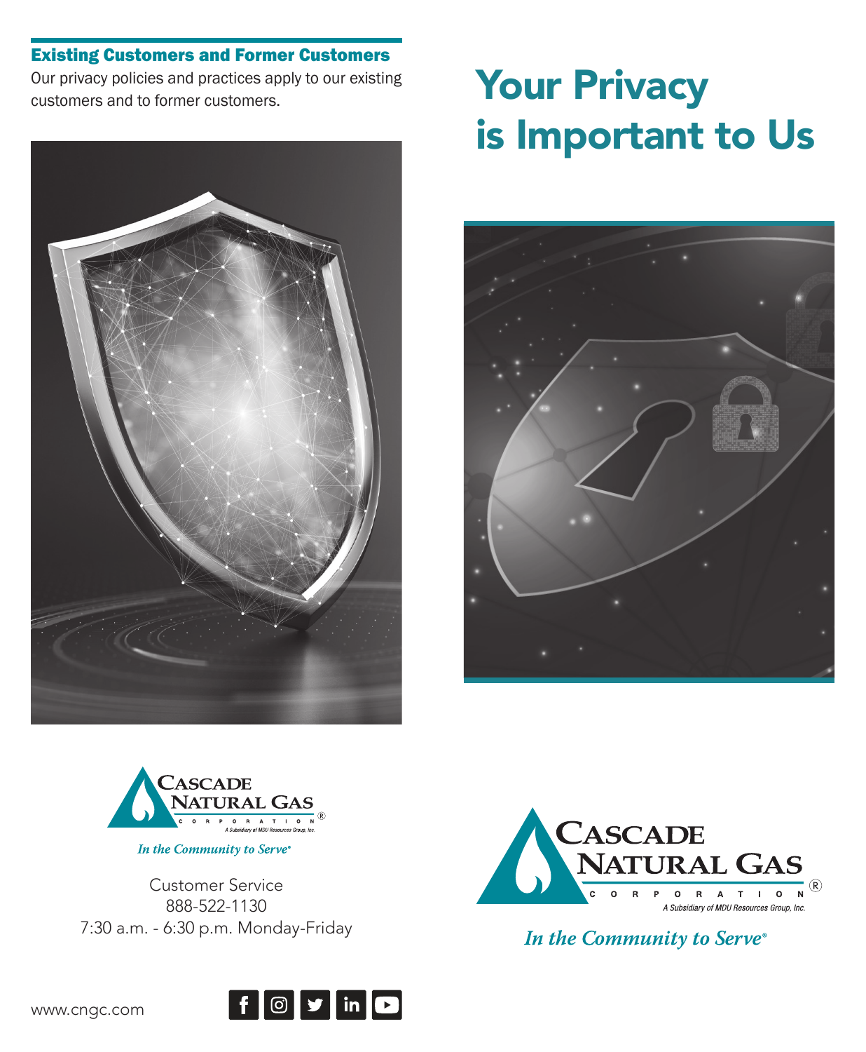## Existing Customers and Former Customers

Our privacy policies and practices apply to our existing customers and to former customers.

CASCADE NATURAL GAS CORPORATION®
A Subsidiary of MDU Resources Group, Inc.

*In the Community to Serve®*

Customer Service
888-522-1130
7:30 a.m. - 6:30 p.m. Monday-Friday

www.cngc.com

# Your Privacy is Important to Us

CASCADE NATURAL GAS CORPORATION®
A Subsidiary of MDU Resources Group, Inc.

*In the Community to Serve®*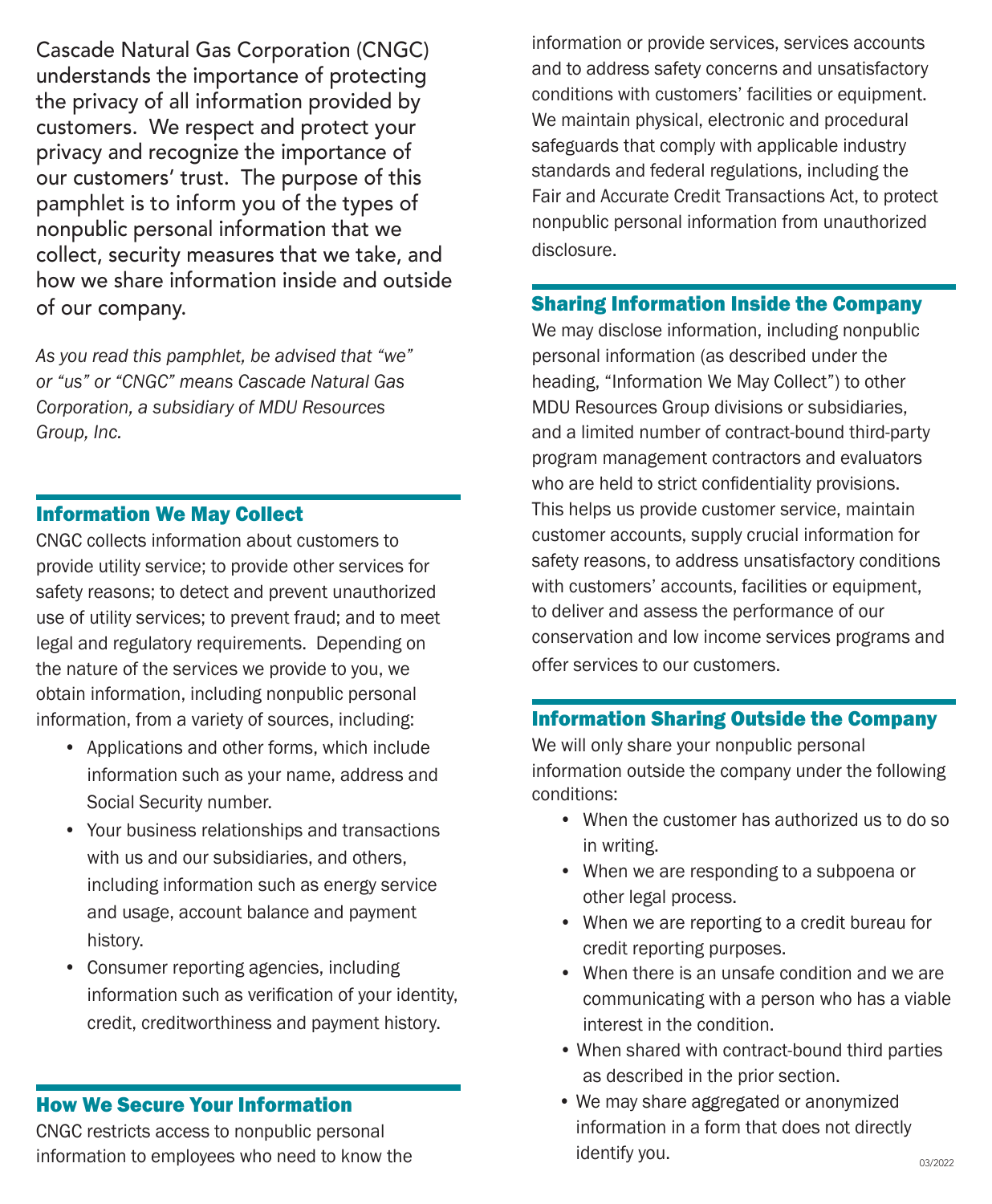Cascade Natural Gas Corporation (CNGC) understands the importance of protecting the privacy of all information provided by customers. We respect and protect your privacy and recognize the importance of our customers' trust. The purpose of this pamphlet is to inform you of the types of nonpublic personal information that we collect, security measures that we take, and how we share information inside and outside of our company.

*As you read this pamphlet, be advised that "we" or "us" or "CNGC" means Cascade Natural Gas Corporation, a subsidiary of MDU Resources Group, Inc.*

## Information We May Collect

CNGC collects information about customers to provide utility service; to provide other services for safety reasons; to detect and prevent unauthorized use of utility services; to prevent fraud; and to meet legal and regulatory requirements. Depending on the nature of the services we provide to you, we obtain information, including nonpublic personal information, from a variety of sources, including:

- Applications and other forms, which include information such as your name, address and Social Security number.
- Your business relationships and transactions with us and our subsidiaries, and others, including information such as energy service and usage, account balance and payment history.
- Consumer reporting agencies, including information such as verification of your identity, credit, creditworthiness and payment history.

## How We Secure Your Information

CNGC restricts access to nonpublic personal information to employees who need to know the information or provide services, services accounts and to address safety concerns and unsatisfactory conditions with customers' facilities or equipment. We maintain physical, electronic and procedural safeguards that comply with applicable industry standards and federal regulations, including the Fair and Accurate Credit Transactions Act, to protect nonpublic personal information from unauthorized disclosure.

## Sharing Information Inside the Company

We may disclose information, including nonpublic personal information (as described under the heading, "Information We May Collect") to other MDU Resources Group divisions or subsidiaries, and a limited number of contract-bound third-party program management contractors and evaluators who are held to strict confidentiality provisions. This helps us provide customer service, maintain customer accounts, supply crucial information for safety reasons, to address unsatisfactory conditions with customers' accounts, facilities or equipment, to deliver and assess the performance of our conservation and low income services programs and offer services to our customers.

## Information Sharing Outside the Company

We will only share your nonpublic personal information outside the company under the following conditions:

- When the customer has authorized us to do so in writing.
- When we are responding to a subpoena or other legal process.
- When we are reporting to a credit bureau for credit reporting purposes.
- When there is an unsafe condition and we are communicating with a person who has a viable interest in the condition.
- When shared with contract-bound third parties as described in the prior section.
- We may share aggregated or anonymized information in a form that does not directly identify you.

03/2022